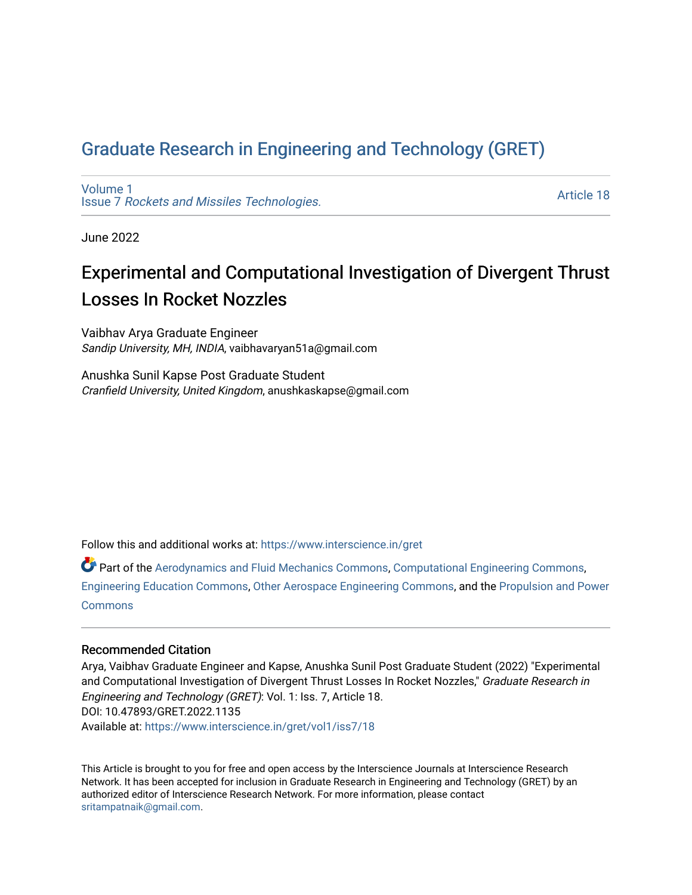# Graduate Research in Engineering and Technology (GRET)

Volume 1
Issue 7 *Rockets and Missiles Technologies.*

Article 18

June 2022

## Experimental and Computational Investigation of Divergent Thrust Losses In Rocket Nozzles

Vaibhav Arya Graduate Engineer
*Sandip University, MH, INDIA*, vaibhavaryan51a@gmail.com

Anushka Sunil Kapse Post Graduate Student
*Cranfield University, United Kingdom*, anushkaskapse@gmail.com

Follow this and additional works at: https://www.interscience.in/gret

Part of the Aerodynamics and Fluid Mechanics Commons, Computational Engineering Commons, Engineering Education Commons, Other Aerospace Engineering Commons, and the Propulsion and Power Commons

### Recommended Citation

Arya, Vaibhav Graduate Engineer and Kapse, Anushka Sunil Post Graduate Student (2022) "Experimental and Computational Investigation of Divergent Thrust Losses In Rocket Nozzles," *Graduate Research in Engineering and Technology (GRET)*: Vol. 1: Iss. 7, Article 18.
DOI: 10.47893/GRET.2022.1135
Available at: https://www.interscience.in/gret/vol1/iss7/18

This Article is brought to you for free and open access by the Interscience Journals at Interscience Research Network. It has been accepted for inclusion in Graduate Research in Engineering and Technology (GRET) by an authorized editor of Interscience Research Network. For more information, please contact sritampatnaik@gmail.com.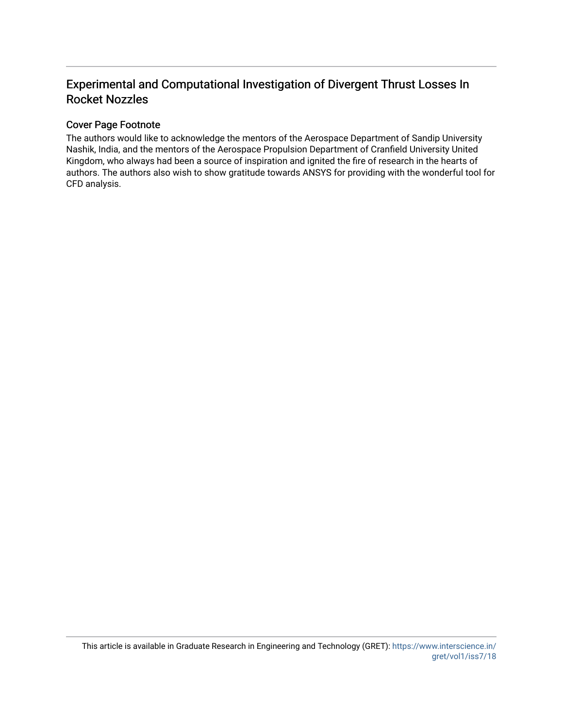# Experimental and Computational Investigation of Divergent Thrust Losses In Rocket Nozzles

## Cover Page Footnote

The authors would like to acknowledge the mentors of the Aerospace Department of Sandip University Nashik, India, and the mentors of the Aerospace Propulsion Department of Cranfield University United Kingdom, who always had been a source of inspiration and ignited the fire of research in the hearts of authors. The authors also wish to show gratitude towards ANSYS for providing with the wonderful tool for CFD analysis.

This article is available in Graduate Research in Engineering and Technology (GRET): https://www.interscience.in/gret/vol1/iss7/18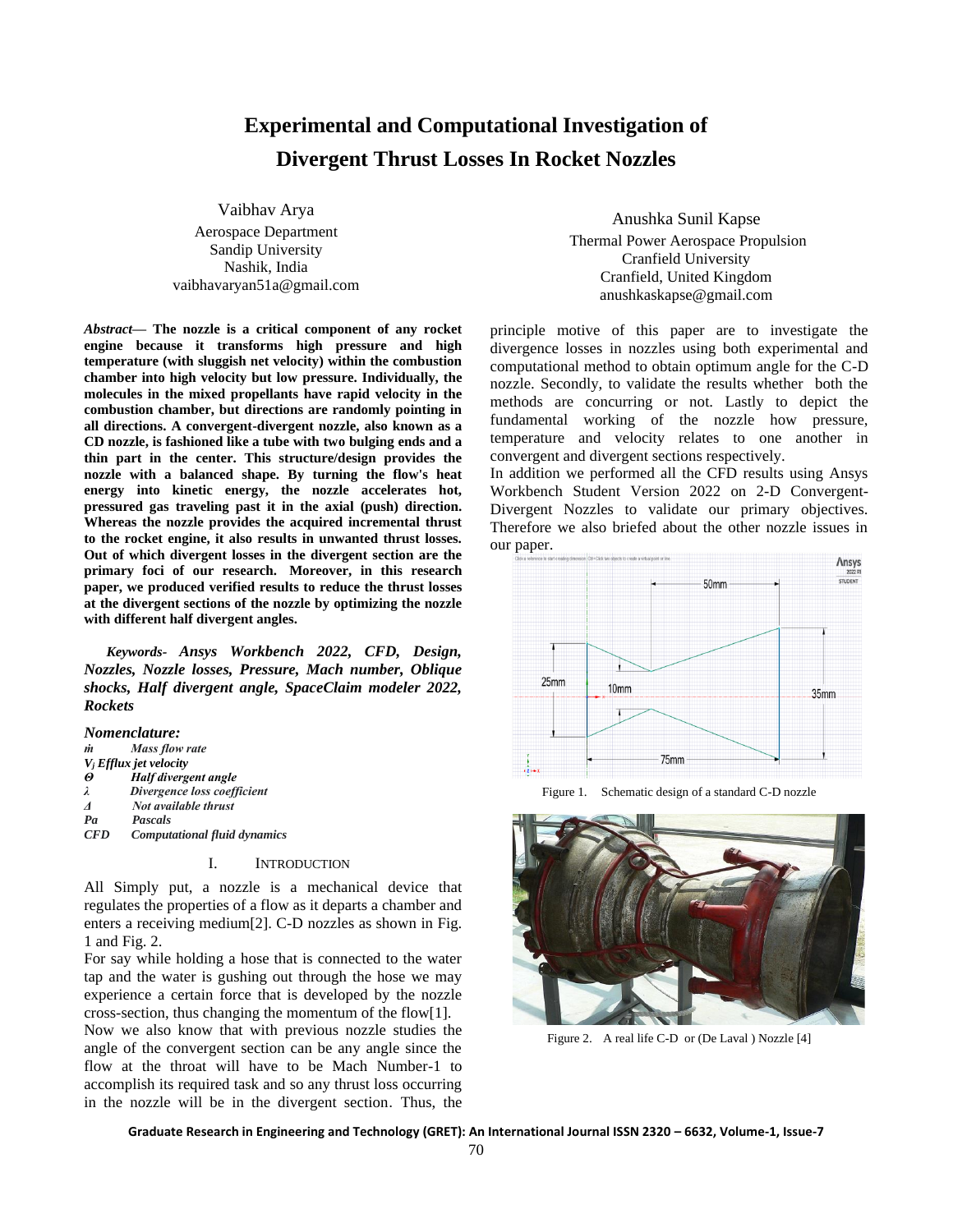# Experimental and Computational Investigation of Divergent Thrust Losses In Rocket Nozzles

Vaibhav Arya
Aerospace Department
Sandip University
Nashik, India
vaibhavaryan51a@gmail.com

Anushka Sunil Kapse
Thermal Power Aerospace Propulsion
Cranfield University
Cranfield, United Kingdom
anushkaskapse@gmail.com

***Abstract*— The nozzle is a critical component of any rocket engine because it transforms high pressure and high temperature (with sluggish net velocity) within the combustion chamber into high velocity but low pressure. Individually, the molecules in the mixed propellants have rapid velocity in the combustion chamber, but directions are randomly pointing in all directions. A convergent-divergent nozzle, also known as a CD nozzle, is fashioned like a tube with two bulging ends and a thin part in the center. This structure/design provides the nozzle with a balanced shape. By turning the flow's heat energy into kinetic energy, the nozzle accelerates hot, pressured gas traveling past it in the axial (push) direction. Whereas the nozzle provides the acquired incremental thrust to the rocket engine, it also results in unwanted thrust losses. Out of which divergent losses in the divergent section are the primary foci of our research. Moreover, in this research paper, we produced verified results to reduce the thrust losses at the divergent sections of the nozzle by optimizing the nozzle with different half divergent angles.**

***Keywords- Ansys Workbench 2022, CFD, Design, Nozzles, Nozzle losses, Pressure, Mach number, Oblique shocks, Half divergent angle, SpaceClaim modeler 2022, Rockets***

### *Nomenclature:*

*ṁ* *Mass flow rate*
*$V_j$ Efflux jet velocity*
*Θ* *Half divergent angle*
*λ* *Divergence loss coefficient*
*Δ* *Not available thrust*
*Pa* *Pascals*
*CFD* *Computational fluid dynamics*

## I. Introduction

All Simply put, a nozzle is a mechanical device that regulates the properties of a flow as it departs a chamber and enters a receiving medium[2]. C-D nozzles as shown in Fig. 1 and Fig. 2.

For say while holding a hose that is connected to the water tap and the water is gushing out through the hose we may experience a certain force that is developed by the nozzle cross-section, thus changing the momentum of the flow[1].

Now we also know that with previous nozzle studies the angle of the convergent section can be any angle since the flow at the throat will have to be Mach Number-1 to accomplish its required task and so any thrust loss occurring in the nozzle will be in the divergent section. Thus, the principle motive of this paper are to investigate the divergence losses in nozzles using both experimental and computational method to obtain optimum angle for the C-D nozzle. Secondly, to validate the results whether both the methods are concurring or not. Lastly to depict the fundamental working of the nozzle how pressure, temperature and velocity relates to one another in convergent and divergent sections respectively.

In addition we performed all the CFD results using Ansys Workbench Student Version 2022 on 2-D Convergent-Divergent Nozzles to validate our primary objectives. Therefore we also briefed about the other nozzle issues in our paper.

Figure 1. Schematic design of a standard C-D nozzle

Figure 2. A real life C-D or (De Laval ) Nozzle [4]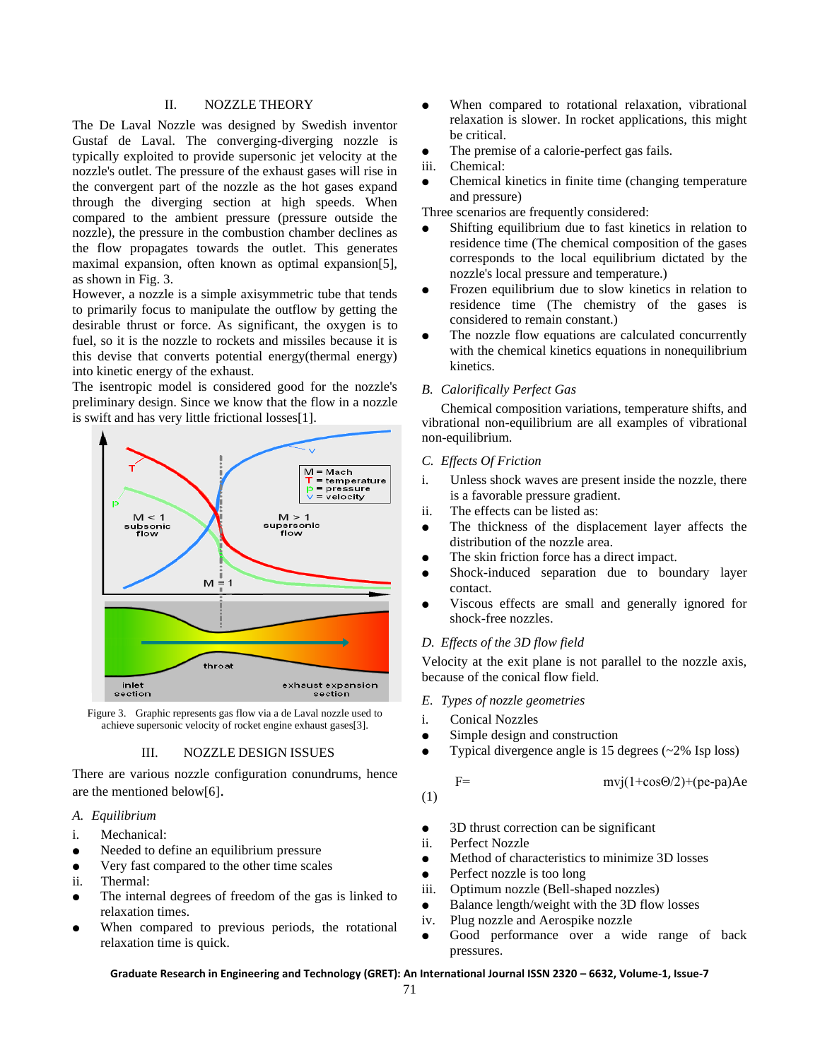## II. NOZZLE THEORY

The De Laval Nozzle was designed by Swedish inventor Gustaf de Laval. The converging-diverging nozzle is typically exploited to provide supersonic jet velocity at the nozzle's outlet. The pressure of the exhaust gases will rise in the convergent part of the nozzle as the hot gases expand through the diverging section at high speeds. When compared to the ambient pressure (pressure outside the nozzle), the pressure in the combustion chamber declines as the flow propagates towards the outlet. This generates maximal expansion, often known as optimal expansion[5], as shown in Fig. 3.

However, a nozzle is a simple axisymmetric tube that tends to primarily focus to manipulate the outflow by getting the desirable thrust or force. As significant, the oxygen is to fuel, so it is the nozzle to rockets and missiles because it is this devise that converts potential energy(thermal energy) into kinetic energy of the exhaust.

The isentropic model is considered good for the nozzle's preliminary design. Since we know that the flow in a nozzle is swift and has very little frictional losses[1].

Figure 3. Graphic represents gas flow via a de Laval nozzle used to achieve supersonic velocity of rocket engine exhaust gases[3].

## III. NOZZLE DESIGN ISSUES

There are various nozzle configuration conundrums, hence are the mentioned below[6].

### *A. Equilibrium*

i. Mechanical:

- Needed to define an equilibrium pressure
- Very fast compared to the other time scales

ii. Thermal:

- The internal degrees of freedom of the gas is linked to relaxation times.
- When compared to previous periods, the rotational relaxation time is quick.
- When compared to rotational relaxation, vibrational relaxation is slower. In rocket applications, this might be critical.
- The premise of a calorie-perfect gas fails.

iii. Chemical:

- Chemical kinetics in finite time (changing temperature and pressure)

Three scenarios are frequently considered:

- Shifting equilibrium due to fast kinetics in relation to residence time (The chemical composition of the gases corresponds to the local equilibrium dictated by the nozzle's local pressure and temperature.)
- Frozen equilibrium due to slow kinetics in relation to residence time (The chemistry of the gases is considered to remain constant.)
- The nozzle flow equations are calculated concurrently with the chemical kinetics equations in nonequilibrium kinetics.

### *B. Calorifically Perfect Gas*

Chemical composition variations, temperature shifts, and vibrational non-equilibrium are all examples of vibrational non-equilibrium.

### *C. Effects Of Friction*

i. Unless shock waves are present inside the nozzle, there is a favorable pressure gradient.

ii. The effects can be listed as:

- The thickness of the displacement layer affects the distribution of the nozzle area.
- The skin friction force has a direct impact.
- Shock-induced separation due to boundary layer contact.
- Viscous effects are small and generally ignored for shock-free nozzles.

### *D. Effects of the 3D flow field*

Velocity at the exit plane is not parallel to the nozzle axis, because of the conical flow field.

### *E. Types of nozzle geometries*

i. Conical Nozzles

- Simple design and construction
- Typical divergence angle is 15 degrees (~2% Isp loss)

$$F = \dot{m} v_j (1+\cos\Theta/2) + (p_e - p_a) A_e \quad (1)$$

- 3D thrust correction can be significant

ii. Perfect Nozzle

- Method of characteristics to minimize 3D losses
- Perfect nozzle is too long

iii. Optimum nozzle (Bell-shaped nozzles)

- Balance length/weight with the 3D flow losses

iv. Plug nozzle and Aerospike nozzle

- Good performance over a wide range of back pressures.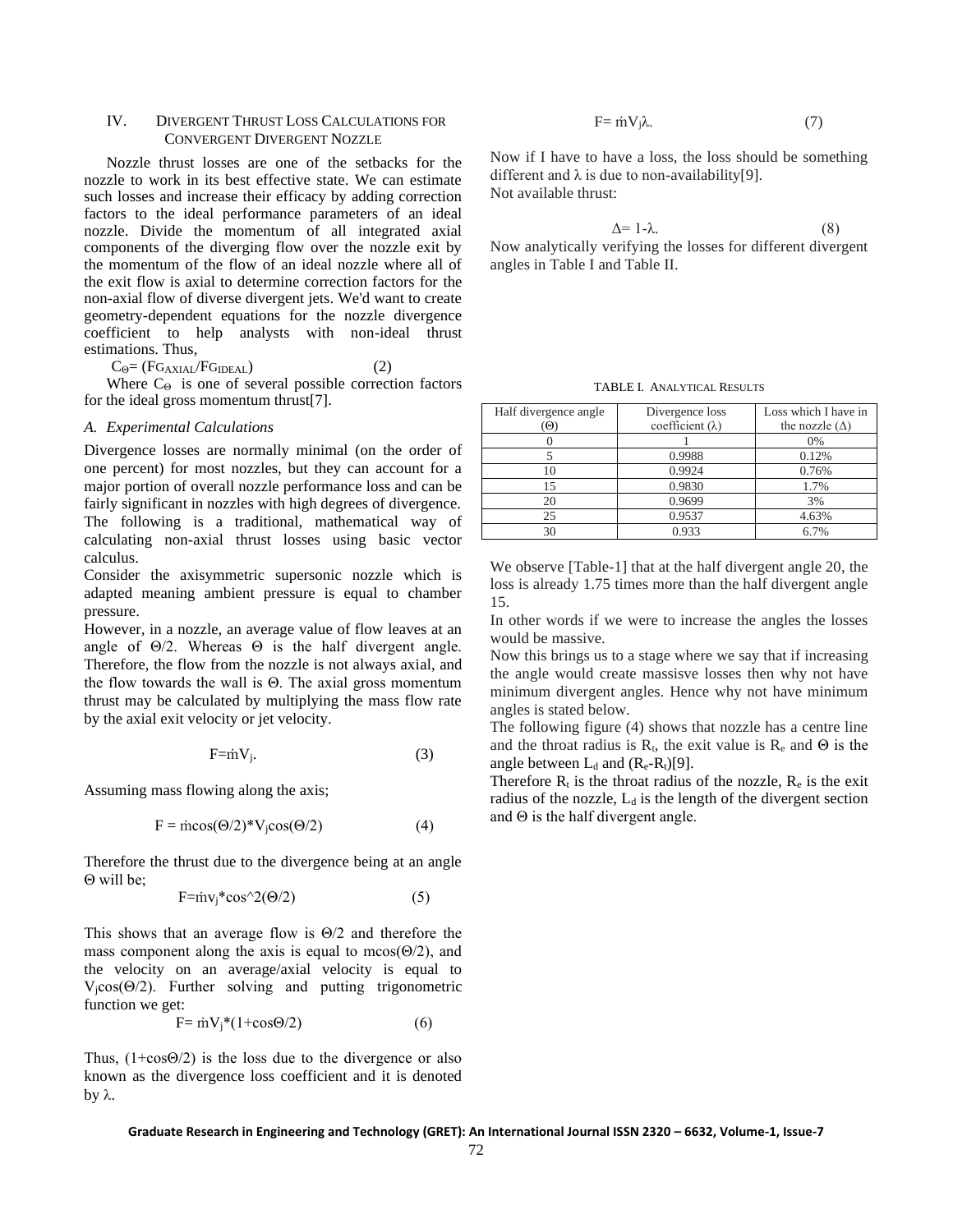## IV. DIVERGENT THRUST LOSS CALCULATIONS FOR CONVERGENT DIVERGENT NOZZLE

Nozzle thrust losses are one of the setbacks for the nozzle to work in its best effective state. We can estimate such losses and increase their efficacy by adding correction factors to the ideal performance parameters of an ideal nozzle. Divide the momentum of all integrated axial components of the diverging flow over the nozzle exit by the momentum of the flow of an ideal nozzle where all of the exit flow is axial to determine correction factors for the non-axial flow of diverse divergent jets. We'd want to create geometry-dependent equations for the nozzle divergence coefficient to help analysts with non-ideal thrust estimations. Thus,

$$C_{\Theta} = (FG_{AXIAL}/FG_{IDEAL}) \quad (2)$$

Where $C_{\Theta}$ is one of several possible correction factors for the ideal gross momentum thrust[7].

### *A. Experimental Calculations*

Divergence losses are normally minimal (on the order of one percent) for most nozzles, but they can account for a major portion of overall nozzle performance loss and can be fairly significant in nozzles with high degrees of divergence. The following is a traditional, mathematical way of calculating non-axial thrust losses using basic vector calculus.

Consider the axisymmetric supersonic nozzle which is adapted meaning ambient pressure is equal to chamber pressure.

However, in a nozzle, an average value of flow leaves at an angle of $\Theta/2$. Whereas $\Theta$ is the half divergent angle. Therefore, the flow from the nozzle is not always axial, and the flow towards the wall is $\Theta$. The axial gross momentum thrust may be calculated by multiplying the mass flow rate by the axial exit velocity or jet velocity.

$$F = \dot{m}V_j. \quad (3)$$

Assuming mass flowing along the axis;

$$F = \dot{m}\cos(\Theta/2)*V_j\cos(\Theta/2) \quad (4)$$

Therefore the thrust due to the divergence being at an angle $\Theta$ will be;

$$F = \dot{m}v_j*\cos^2(\Theta/2) \quad (5)$$

This shows that an average flow is $\Theta/2$ and therefore the mass component along the axis is equal to $m\cos(\Theta/2)$, and the velocity on an average/axial velocity is equal to $V_j\cos(\Theta/2)$. Further solving and putting trigonometric function we get:

$$F = \dot{m}V_j*(1+\cos\Theta/2) \quad (6)$$

Thus, $(1+\cos\Theta/2)$ is the loss due to the divergence or also known as the divergence loss coefficient and it is denoted by $\lambda$.

$$F = \dot{m}V_j\lambda. \quad (7)$$

Now if I have to have a loss, the loss should be something different and $\lambda$ is due to non-availability[9].
Not available thrust:

$$\Delta = 1-\lambda. \quad (8)$$

Now analytically verifying the losses for different divergent angles in Table I and Table II.

TABLE I. ANALYTICAL RESULTS

| Half divergence angle ($\Theta$) | Divergence loss coefficient ($\lambda$) | Loss which I have in the nozzle ($\Delta$) |
|---|---|---|
| 0 | 1 | 0% |
| 5 | 0.9988 | 0.12% |
| 10 | 0.9924 | 0.76% |
| 15 | 0.9830 | 1.7% |
| 20 | 0.9699 | 3% |
| 25 | 0.9537 | 4.63% |
| 30 | 0.933 | 6.7% |

We observe [Table-1] that at the half divergent angle 20, the loss is already 1.75 times more than the half divergent angle 15.

In other words if we were to increase the angles the losses would be massive.

Now this brings us to a stage where we say that if increasing the angle would create massisve losses then why not have minimum divergent angles. Hence why not have minimum angles is stated below.

The following figure (4) shows that nozzle has a centre line and the throat radius is $R_t$, the exit value is $R_e$ and $\Theta$ is the angle between $L_d$ and $(R_e-R_t)$[9].

Therefore $R_t$ is the throat radius of the nozzle, $R_e$ is the exit radius of the nozzle, $L_d$ is the length of the divergent section and $\Theta$ is the half divergent angle.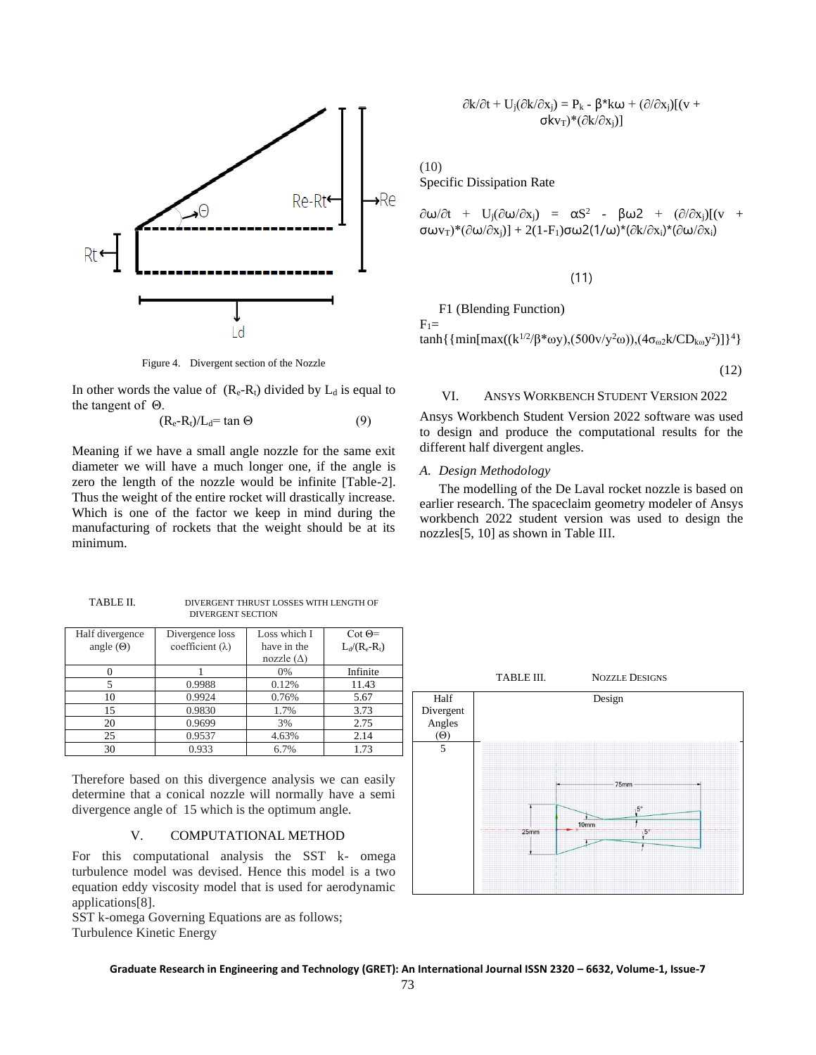Figure 4. Divergent section of the Nozzle

In other words the value of $(R_e-R_t)$ divided by $L_d$ is equal to the tangent of Θ.

$$(R_e-R_t)/L_d = \tan \Theta \qquad (9)$$

Meaning if we have a small angle nozzle for the same exit diameter we will have a much longer one, if the angle is zero the length of the nozzle would be infinite [Table-2]. Thus the weight of the entire rocket will drastically increase. Which is one of the factor we keep in mind during the manufacturing of rockets that the weight should be at its minimum.

TABLE II. DIVERGENT THRUST LOSSES WITH LENGTH OF DIVERGENT SECTION

| Half divergence angle (Θ) | Divergence loss coefficient (λ) | Loss which I have in the nozzle (Δ) | Cot Θ= $L_d/(R_e-R_t)$ |
|---|---|---|---|
| 0 | 1 | 0% | Infinite |
| 5 | 0.9988 | 0.12% | 11.43 |
| 10 | 0.9924 | 0.76% | 5.67 |
| 15 | 0.9830 | 1.7% | 3.73 |
| 20 | 0.9699 | 3% | 2.75 |
| 25 | 0.9537 | 4.63% | 2.14 |
| 30 | 0.933 | 6.7% | 1.73 |

Therefore based on this divergence analysis we can easily determine that a conical nozzle will normally have a semi divergence angle of 15 which is the optimum angle.

## V. COMPUTATIONAL METHOD

For this computational analysis the SST k- omega turbulence model was devised. Hence this model is a two equation eddy viscosity model that is used for aerodynamic applications[8].

SST k-omega Governing Equations are as follows;

Turbulence Kinetic Energy

$$\partial k/\partial t + U_j(\partial k/\partial x_j) = P_k - \beta^* k\omega + (\partial/\partial x_j)[(v + \sigma k v_T)^*(\partial k/\partial x_j)] \qquad (10)$$

Specific Dissipation Rate

$$\partial \omega/\partial t + U_j(\partial \omega/\partial x_j) = \alpha S^2 - \beta\omega 2 + (\partial/\partial x_j)[(v + \sigma\omega v_T)^*(\partial \omega/\partial x_j)] + 2(1-F_1)\sigma\omega 2(1/\omega)^*(\partial k/\partial x_i)^*(\partial \omega/\partial x_i) \qquad (11)$$

F1 (Blending Function)

$$F_1 = \tanh\{\{\min[\max((k^{1/2}/\beta^*\omega y),(500v/y^2\omega)),(4\sigma_{\omega 2}k/CD_{k\omega}y^2)]\}^4\} \qquad (12)$$

## VI. ANSYS WORKBENCH STUDENT VERSION 2022

Ansys Workbench Student Version 2022 software was used to design and produce the computational results for the different half divergent angles.

### A. Design Methodology

The modelling of the De Laval rocket nozzle is based on earlier research. The spaceclaim geometry modeler of Ansys workbench 2022 student version was used to design the nozzles[5, 10] as shown in Table III.

TABLE III. NOZZLE DESIGNS

| Half Divergent Angles (Θ) | Design |
|---|---|
| 5 | |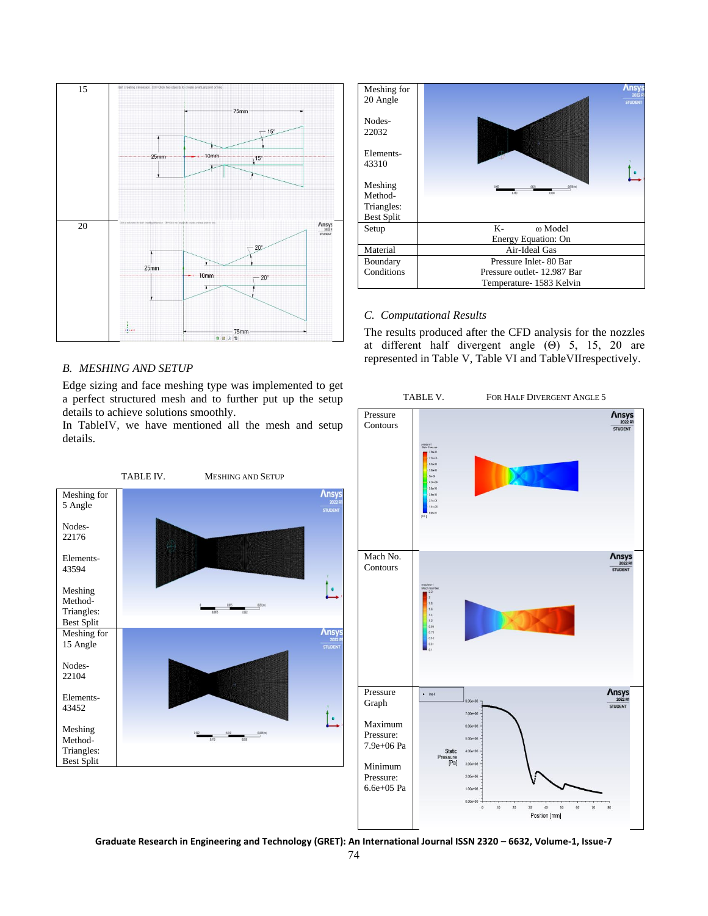| 15 | |
|---|---|
| 20 | |

## B. MESHING AND SETUP

Edge sizing and face meshing type was implemented to get a perfect structured mesh and to further put up the setup details to achieve solutions smoothly.

In TableIV, we have mentioned all the mesh and setup details.

TABLE IV. MESHING AND SETUP

| | |
|---|---|
| Meshing for 5 Angle<br><br>Nodes- 22176<br><br>Elements- 43594<br><br>Meshing Method- Triangles: Best Split | |
| Meshing for 15 Angle<br><br>Nodes- 22104<br><br>Elements- 43452<br><br>Meshing Method- Triangles: Best Split | |
| Meshing for 20 Angle<br><br>Nodes- 22032<br><br>Elements- 43310<br><br>Meshing Method- Triangles: Best Split | |
| Setup | K- ω Model<br>Energy Equation: On |
| Material | Air-Ideal Gas |
| Boundary Conditions | Pressure Inlet- 80 Bar<br>Pressure outlet- 12.987 Bar<br>Temperature- 1583 Kelvin |

## C. Computational Results

The results produced after the CFD analysis for the nozzles at different half divergent angle (Θ) 5, 15, 20 are represented in Table V, Table VI and TableVIIrespectively.

TABLE V. FOR HALF DIVERGENT ANGLE 5

| | |
|---|---|
| Pressure Contours | |
| Mach No. Contours | |
| Pressure Graph<br><br>Maximum Pressure: 7.9e+06 Pa<br><br>Minimum Pressure: 6.6e+05 Pa | |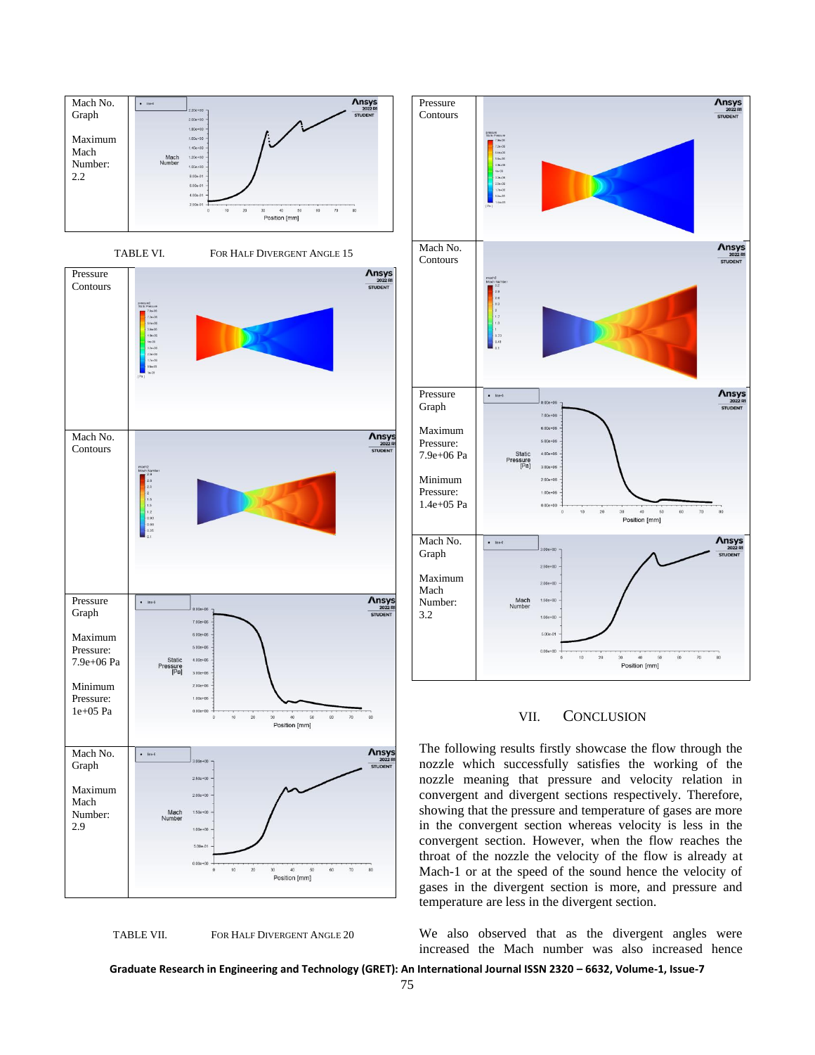| Mach No. Graph<br><br>Maximum Mach Number: 2.2 | |
|---|---|

TABLE VI. FOR HALF DIVERGENT ANGLE 15

| | |
|---|---|
| Pressure Contours | |
| Mach No. Contours | |
| Pressure Graph<br><br>Maximum Pressure: 7.9e+06 Pa<br><br>Minimum Pressure: 1e+05 Pa | |
| Mach No. Graph<br><br>Maximum Mach Number: 2.9 | |

TABLE VII. FOR HALF DIVERGENT ANGLE 20

| | |
|---|---|
| Pressure Contours | |
| Mach No. Contours | |
| Pressure Graph<br><br>Maximum Pressure: 7.9e+06 Pa<br><br>Minimum Pressure: 1.4e+05 Pa | |
| Mach No. Graph<br><br>Maximum Mach Number: 3.2 | |

## VII. CONCLUSION

The following results firstly showcase the flow through the nozzle which successfully satisfies the working of the nozzle meaning that pressure and velocity relation in convergent and divergent sections respectively. Therefore, showing that the pressure and temperature of gases are more in the convergent section whereas velocity is less in the convergent section. However, when the flow reaches the throat of the nozzle the velocity of the flow is already at Mach-1 or at the speed of the sound hence the velocity of gases in the divergent section is more, and pressure and temperature are less in the divergent section.

We also observed that as the divergent angles were increased the Mach number was also increased hence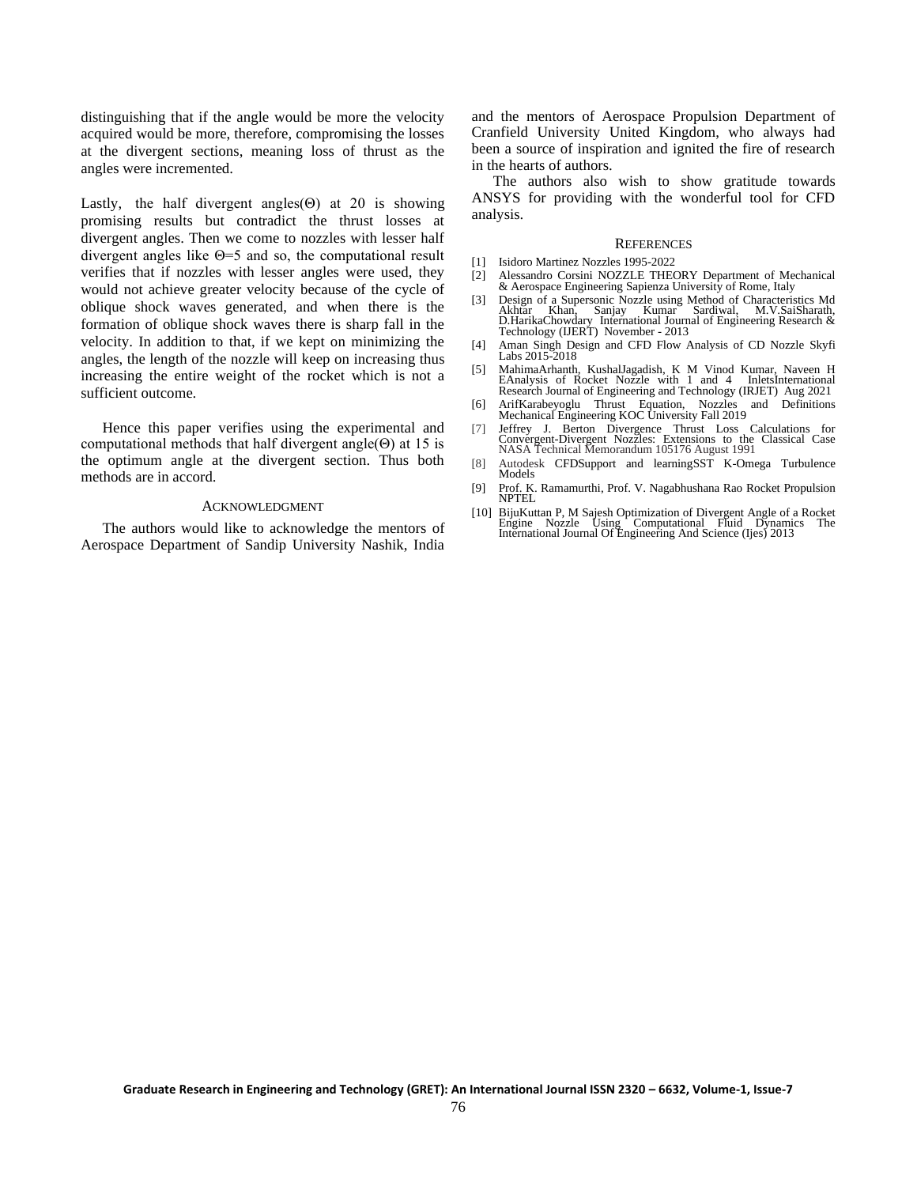distinguishing that if the angle would be more the velocity acquired would be more, therefore, compromising the losses at the divergent sections, meaning loss of thrust as the angles were incremented.

Lastly, the half divergent angles(Θ) at 20 is showing promising results but contradict the thrust losses at divergent angles. Then we come to nozzles with lesser half divergent angles like Θ=5 and so, the computational result verifies that if nozzles with lesser angles were used, they would not achieve greater velocity because of the cycle of oblique shock waves generated, and when there is the formation of oblique shock waves there is sharp fall in the velocity. In addition to that, if we kept on minimizing the angles, the length of the nozzle will keep on increasing thus increasing the entire weight of the rocket which is not a sufficient outcome.

Hence this paper verifies using the experimental and computational methods that half divergent angle(Θ) at 15 is the optimum angle at the divergent section. Thus both methods are in accord.

## Acknowledgment

The authors would like to acknowledge the mentors of Aerospace Department of Sandip University Nashik, India and the mentors of Aerospace Propulsion Department of Cranfield University United Kingdom, who always had been a source of inspiration and ignited the fire of research in the hearts of authors.

The authors also wish to show gratitude towards ANSYS for providing with the wonderful tool for CFD analysis.

## References

[1] Isidoro Martinez Nozzles 1995-2022

[2] Alessandro Corsini NOZZLE THEORY Department of Mechanical & Aerospace Engineering Sapienza University of Rome, Italy

[3] Design of a Supersonic Nozzle using Method of Characteristics Md Akhtar Khan, Sanjay Kumar Sardiwal, M.V.SaiSharath, D.HarikaChowdary International Journal of Engineering Research & Technology (IJERT) November - 2013

[4] Aman Singh Design and CFD Flow Analysis of CD Nozzle Skyfi Labs 2015-2018

[5] MahimaArhanth, KushalJagadish, K M Vinod Kumar, Naveen H EAnalysis of Rocket Nozzle with 1 and 4 InletsInternational Research Journal of Engineering and Technology (IRJET) Aug 2021

[6] ArifKarabeyoglu Thrust Equation, Nozzles and Definitions Mechanical Engineering KOC University Fall 2019

[7] Jeffrey J. Berton Divergence Thrust Loss Calculations for Convergent-Divergent Nozzles: Extensions to the Classical Case NASA Technical Memorandum 105176 August 1991

[8] Autodesk CFDSupport and learningSST K-Omega Turbulence Models

[9] Prof. K. Ramamurthi, Prof. V. Nagabhushana Rao Rocket Propulsion NPTEL

[10] BijuKuttan P, M Sajesh Optimization of Divergent Angle of a Rocket Engine Nozzle Using Computational Fluid Dynamics The International Journal Of Engineering And Science (Ijes) 2013